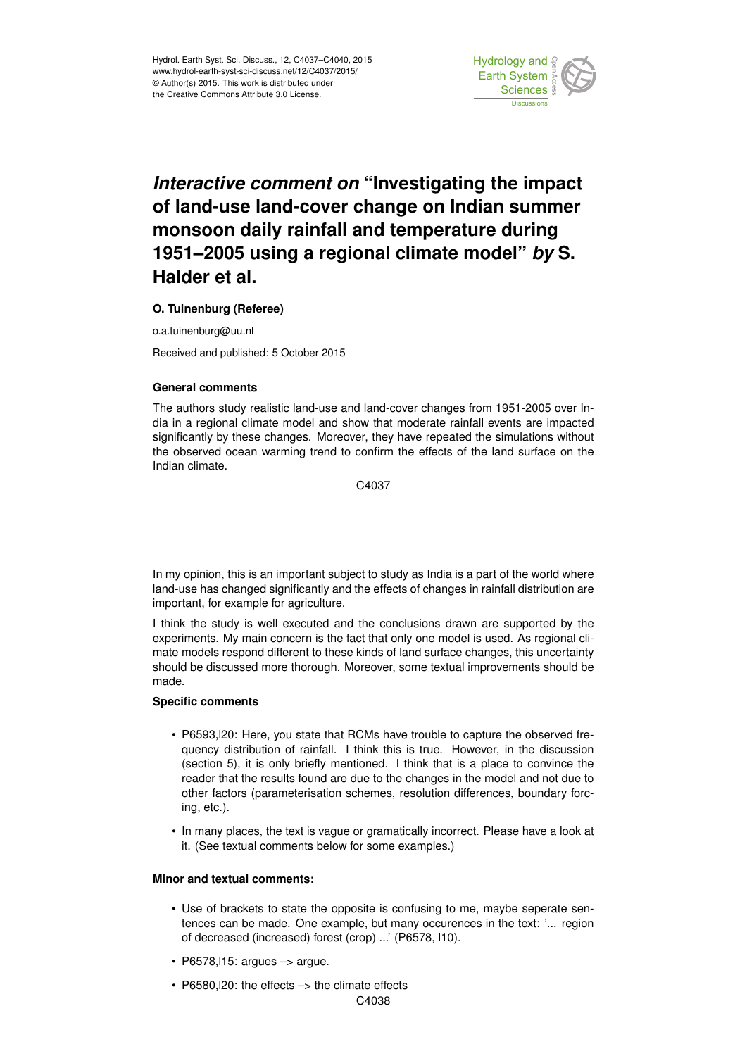# *Interactive comment on* "Investigating the impact of land-use land-cover change on Indian summer monsoon daily rainfall and temperature during 1951–2005 using a regional climate model" *by* S. Halder et al.

**O. Tuinenburg (Referee)**

o.a.tuinenburg@uu.nl

Received and published: 5 October 2015

### General comments

The authors study realistic land-use and land-cover changes from 1951-2005 over India in a regional climate model and show that moderate rainfall events are impacted significantly by these changes. Moreover, they have repeated the simulations without the observed ocean warming trend to confirm the effects of the land surface on the Indian climate.

In my opinion, this is an important subject to study as India is a part of the world where land-use has changed significantly and the effects of changes in rainfall distribution are important, for example for agriculture.

I think the study is well executed and the conclusions drawn are supported by the experiments. My main concern is the fact that only one model is used. As regional climate models respond different to these kinds of land surface changes, this uncertainty should be discussed more thorough. Moreover, some textual improvements should be made.

### Specific comments

- P6593,l20: Here, you state that RCMs have trouble to capture the observed frequency distribution of rainfall. I think this is true. However, in the discussion (section 5), it is only briefly mentioned. I think that is a place to convince the reader that the results found are due to the changes in the model and not due to other factors (parameterisation schemes, resolution differences, boundary forcing, etc.).
- In many places, the text is vague or gramatically incorrect. Please have a look at it. (See textual comments below for some examples.)

### Minor and textual comments:

- Use of brackets to state the opposite is confusing to me, maybe seperate sentences can be made. One example, but many occurences in the text: '... region of decreased (increased) forest (crop) ...' (P6578, l10).
- P6578,l15: argues –> argue.
- P6580,l20: the effects –> the climate effects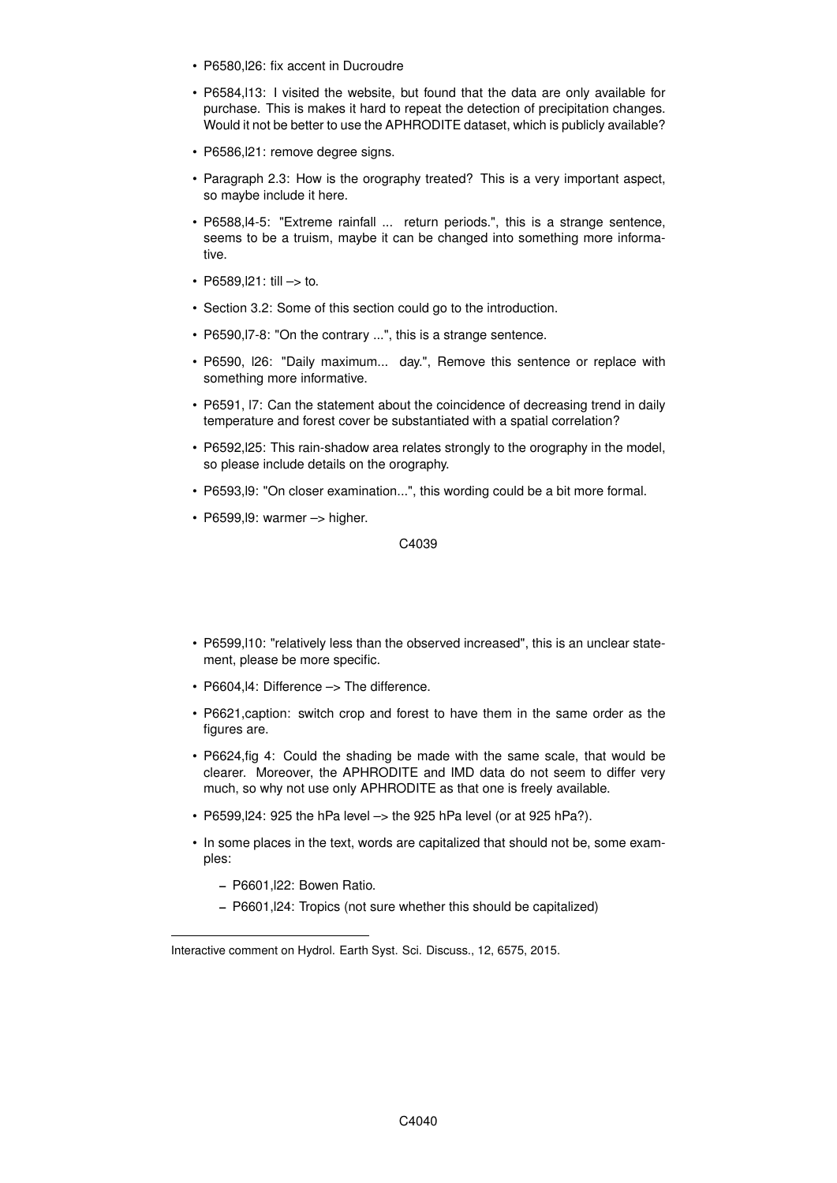- P6580,l26: fix accent in Ducroudre
- P6584,l13: I visited the website, but found that the data are only available for purchase. This is makes it hard to repeat the detection of precipitation changes. Would it not be better to use the APHRODITE dataset, which is publicly available?
- P6586,l21: remove degree signs.
- Paragraph 2.3: How is the orography treated? This is a very important aspect, so maybe include it here.
- P6588,l4-5: "Extreme rainfall ... return periods.", this is a strange sentence, seems to be a truism, maybe it can be changed into something more informative.
- P6589,l21: till –> to.
- Section 3.2: Some of this section could go to the introduction.
- P6590,l7-8: "On the contrary ...", this is a strange sentence.
- P6590, l26: "Daily maximum... day.", Remove this sentence or replace with something more informative.
- P6591, l7: Can the statement about the coincidence of decreasing trend in daily temperature and forest cover be substantiated with a spatial correlation?
- P6592,l25: This rain-shadow area relates strongly to the orography in the model, so please include details on the orography.
- P6593,l9: "On closer examination...", this wording could be a bit more formal.
- P6599,l9: warmer –> higher.
- P6599,l10: "relatively less than the observed increased", this is an unclear statement, please be more specific.
- P6604,l4: Difference –> The difference.
- P6621,caption: switch crop and forest to have them in the same order as the figures are.
- P6624,fig 4: Could the shading be made with the same scale, that would be clearer. Moreover, the APHRODITE and IMD data do not seem to differ very much, so why not use only APHRODITE as that one is freely available.
- P6599,l24: 925 the hPa level –> the 925 hPa level (or at 925 hPa?).
- In some places in the text, words are capitalized that should not be, some examples:
  - P6601,l22: Bowen Ratio.
  - P6601,l24: Tropics (not sure whether this should be capitalized)

Interactive comment on Hydrol. Earth Syst. Sci. Discuss., 12, 6575, 2015.